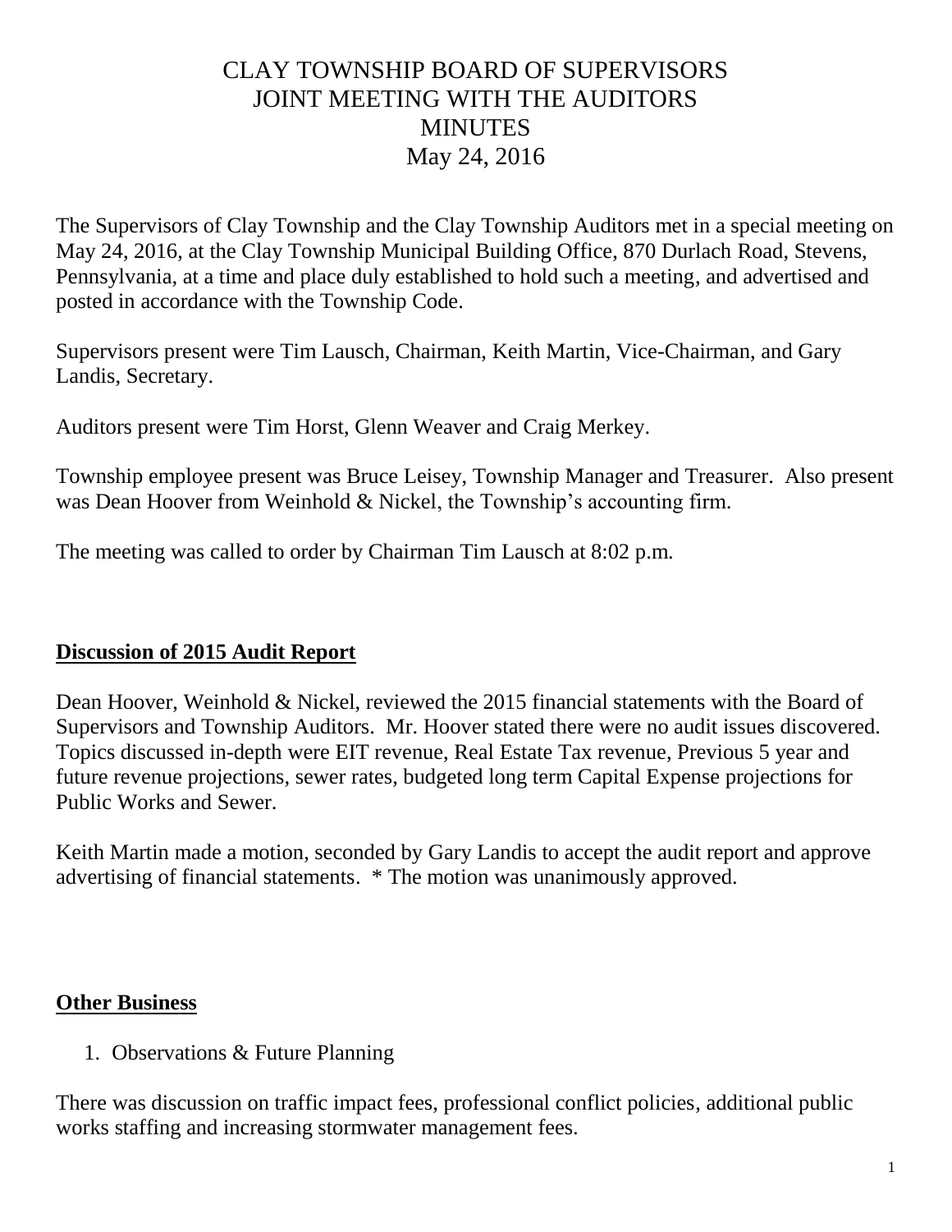# CLAY TOWNSHIP BOARD OF SUPERVISORS
# JOINT MEETING WITH THE AUDITORS
# MINUTES
# May 24, 2016

The Supervisors of Clay Township and the Clay Township Auditors met in a special meeting on May 24, 2016, at the Clay Township Municipal Building Office, 870 Durlach Road, Stevens, Pennsylvania, at a time and place duly established to hold such a meeting, and advertised and posted in accordance with the Township Code.

Supervisors present were Tim Lausch, Chairman, Keith Martin, Vice-Chairman, and Gary Landis, Secretary.

Auditors present were Tim Horst, Glenn Weaver and Craig Merkey.

Township employee present was Bruce Leisey, Township Manager and Treasurer. Also present was Dean Hoover from Weinhold & Nickel, the Township's accounting firm.

The meeting was called to order by Chairman Tim Lausch at 8:02 p.m.

## **Discussion of 2015 Audit Report**

Dean Hoover, Weinhold & Nickel, reviewed the 2015 financial statements with the Board of Supervisors and Township Auditors. Mr. Hoover stated there were no audit issues discovered. Topics discussed in-depth were EIT revenue, Real Estate Tax revenue, Previous 5 year and future revenue projections, sewer rates, budgeted long term Capital Expense projections for Public Works and Sewer.

Keith Martin made a motion, seconded by Gary Landis to accept the audit report and approve advertising of financial statements. * The motion was unanimously approved.

## **Other Business**

1. Observations & Future Planning

There was discussion on traffic impact fees, professional conflict policies, additional public works staffing and increasing stormwater management fees.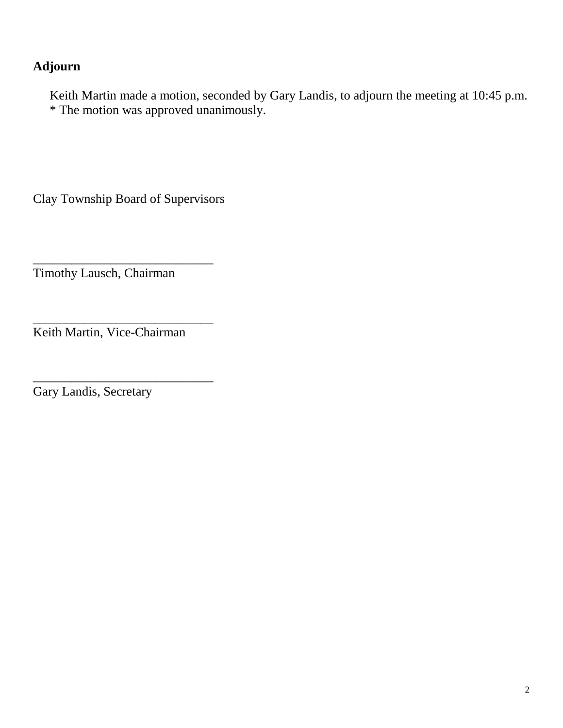## Adjourn

Keith Martin made a motion, seconded by Gary Landis, to adjourn the meeting at 10:45 p.m.
* The motion was approved unanimously.

Clay Township Board of Supervisors

____________________________
Timothy Lausch, Chairman

____________________________
Keith Martin, Vice-Chairman

____________________________
Gary Landis, Secretary